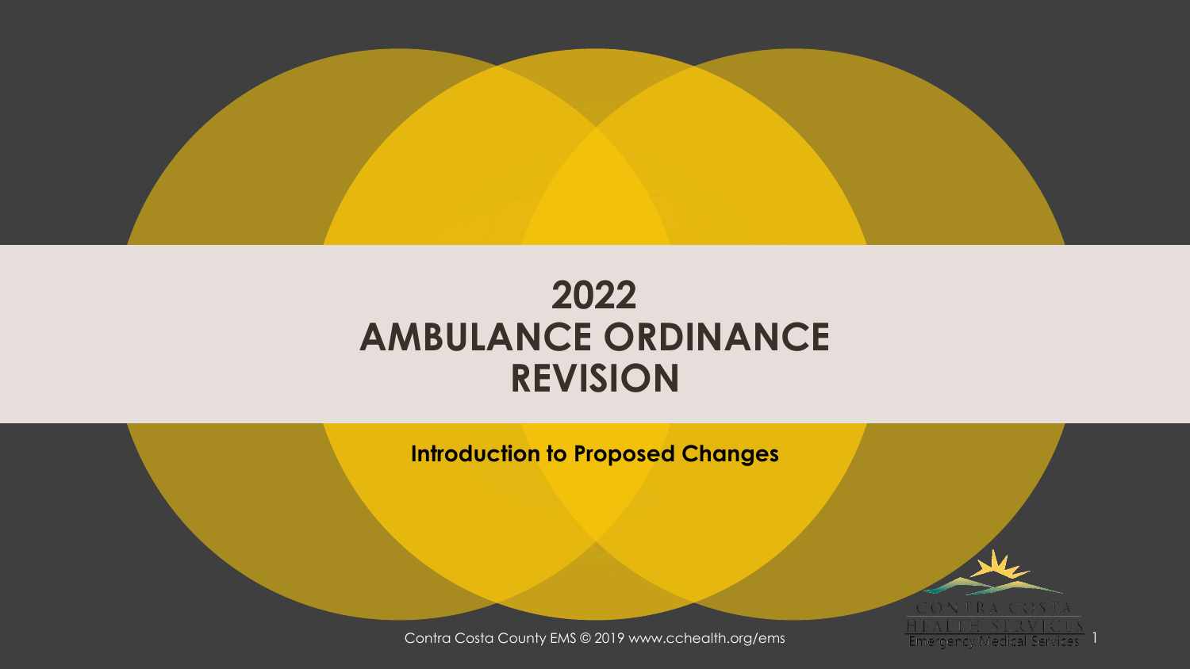# 2022 AMBULANCE ORDINANCE REVISION

**Introduction to Proposed Changes**

Contra Costa County EMS © 2019 www.cchealth.org/ems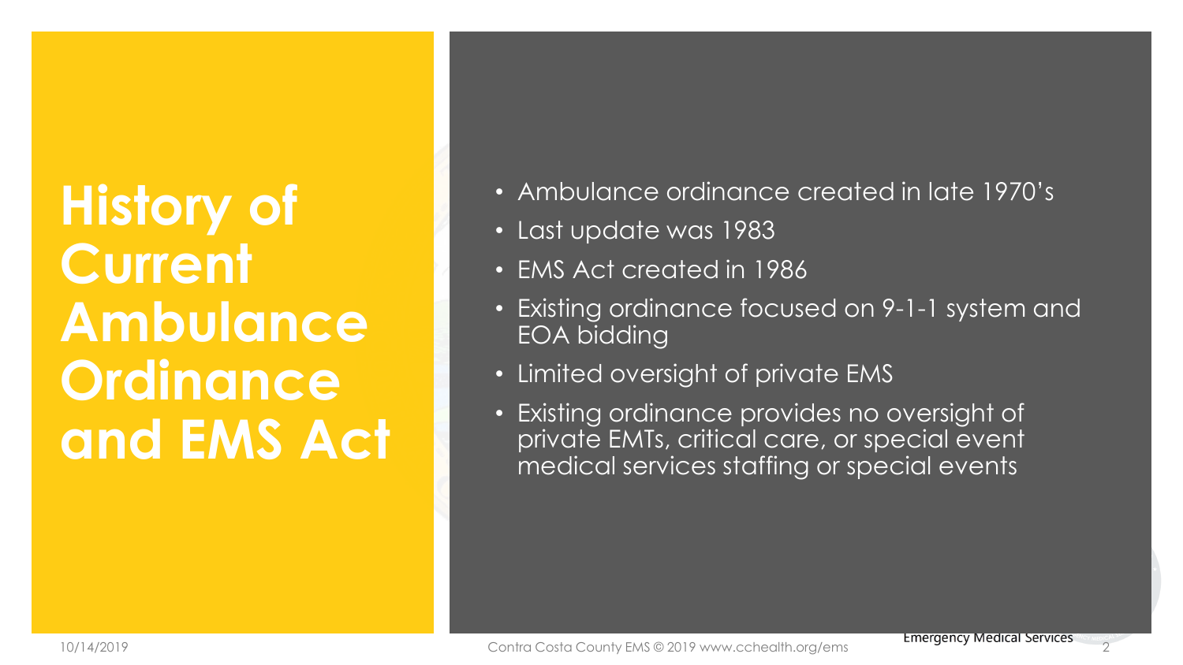# History of Current Ambulance Ordinance and EMS Act

- Ambulance ordinance created in late 1970's
- Last update was 1983
- EMS Act created in 1986
- Existing ordinance focused on 9-1-1 system and EOA bidding
- Limited oversight of private EMS
- Existing ordinance provides no oversight of private EMTs, critical care, or special event medical services staffing or special events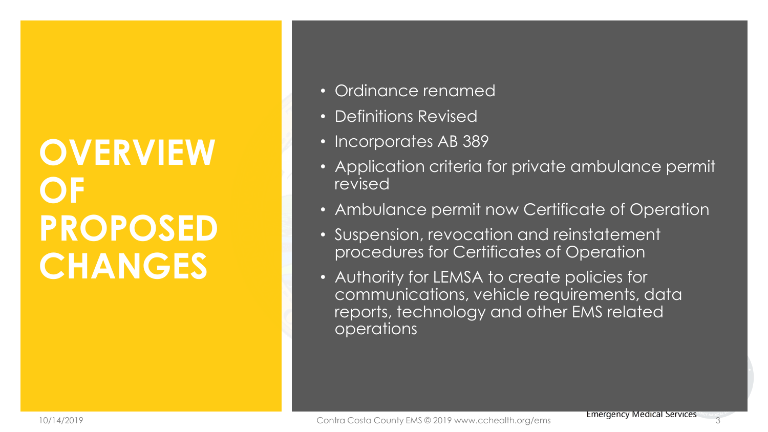# OVERVIEW OF PROPOSED CHANGES

- Ordinance renamed
- Definitions Revised
- Incorporates AB 389
- Application criteria for private ambulance permit revised
- Ambulance permit now Certificate of Operation
- Suspension, revocation and reinstatement procedures for Certificates of Operation
- Authority for LEMSA to create policies for communications, vehicle requirements, data reports, technology and other EMS related operations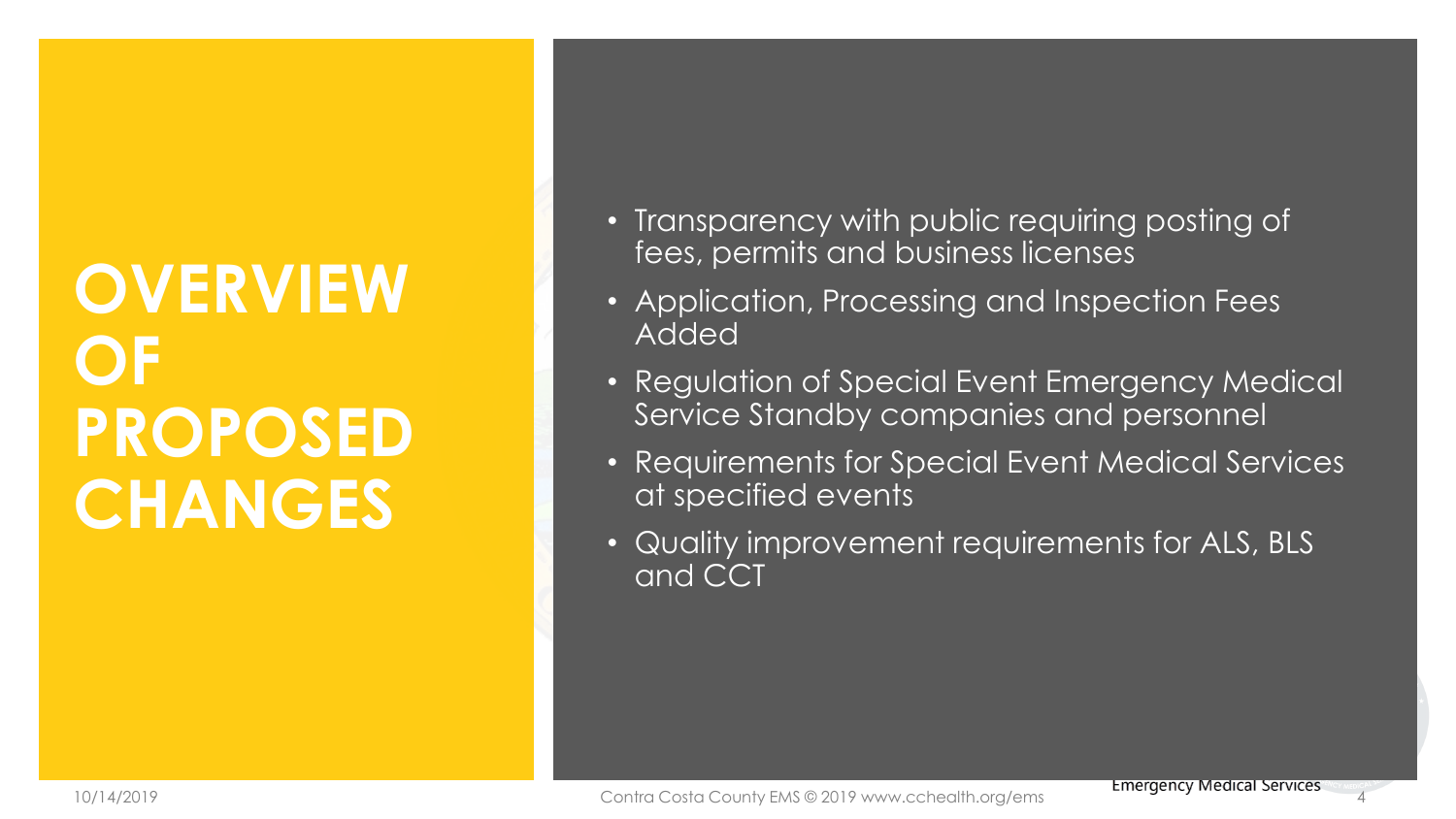# OVERVIEW OF PROPOSED CHANGES

- Transparency with public requiring posting of fees, permits and business licenses
- Application, Processing and Inspection Fees Added
- Regulation of Special Event Emergency Medical Service Standby companies and personnel
- Requirements for Special Event Medical Services at specified events
- Quality improvement requirements for ALS, BLS and CCT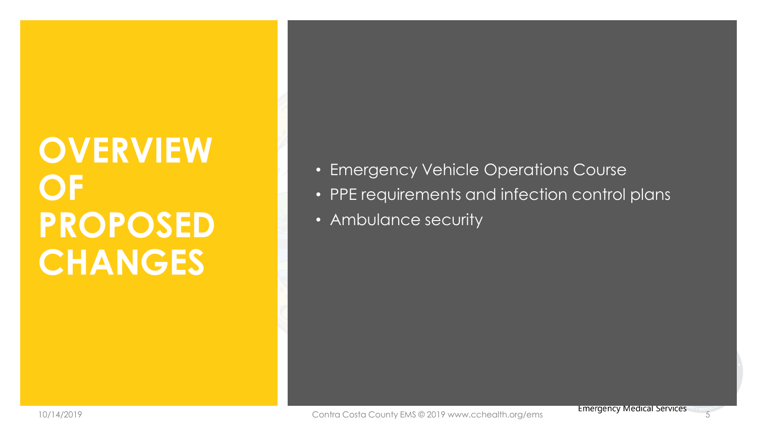# OVERVIEW OF PROPOSED CHANGES

- Emergency Vehicle Operations Course
- PPE requirements and infection control plans
- Ambulance security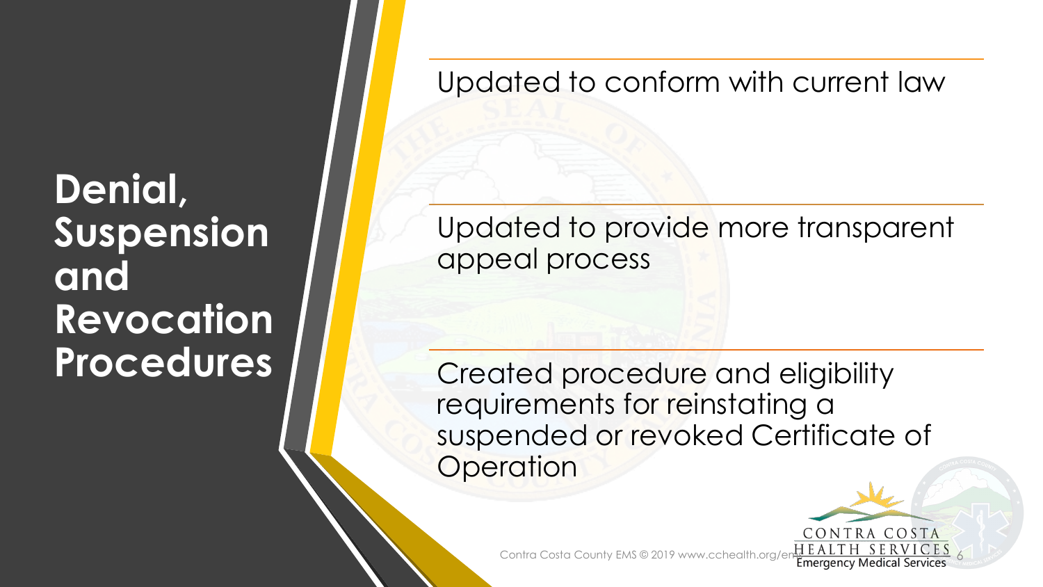# Denial, Suspension and Revocation Procedures

Updated to conform with current law

Updated to provide more transparent appeal process

Created procedure and eligibility requirements for reinstating a suspended or revoked Certificate of Operation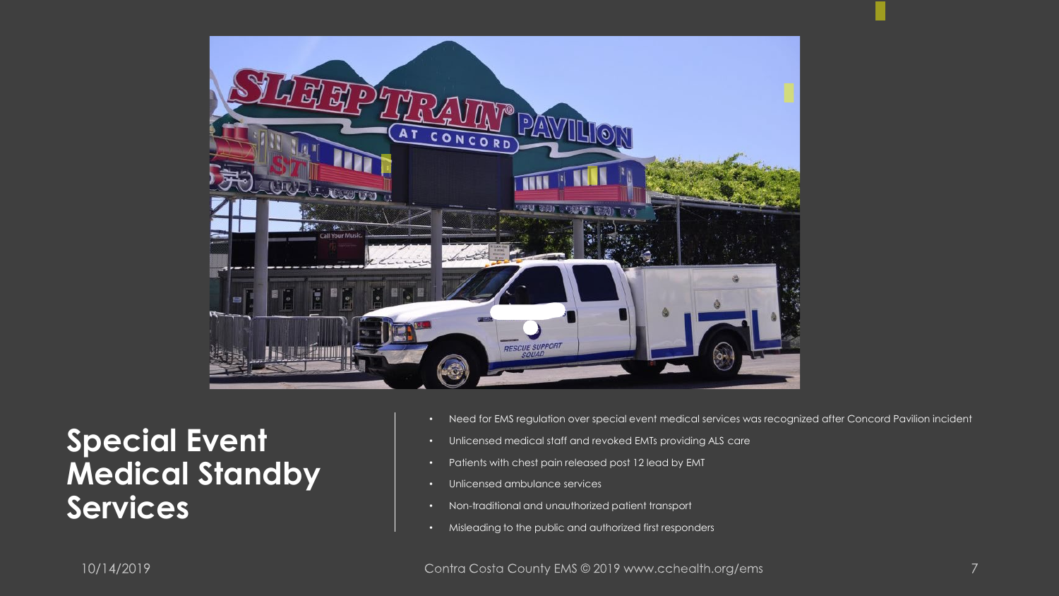## Special Event Medical Standby Services

- Need for EMS regulation over special event medical services was recognized after Concord Pavilion incident
- Unlicensed medical staff and revoked EMTs providing ALS care
- Patients with chest pain released post 12 lead by EMT
- Unlicensed ambulance services
- Non-traditional and unauthorized patient transport
- Misleading to the public and authorized first responders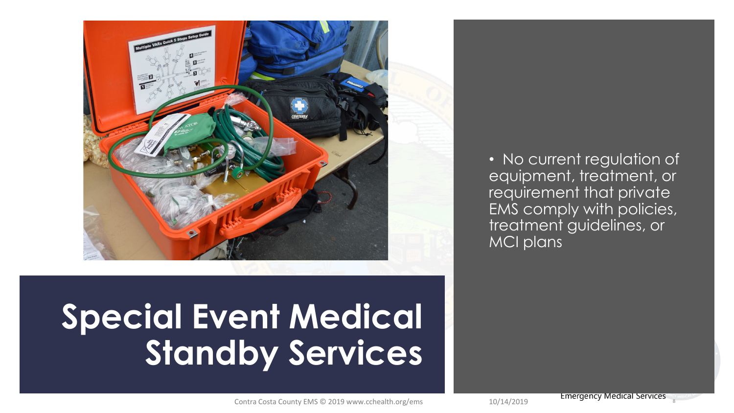# Special Event Medical Standby Services

- No current regulation of equipment, treatment, or requirement that private EMS comply with policies, treatment guidelines, or MCI plans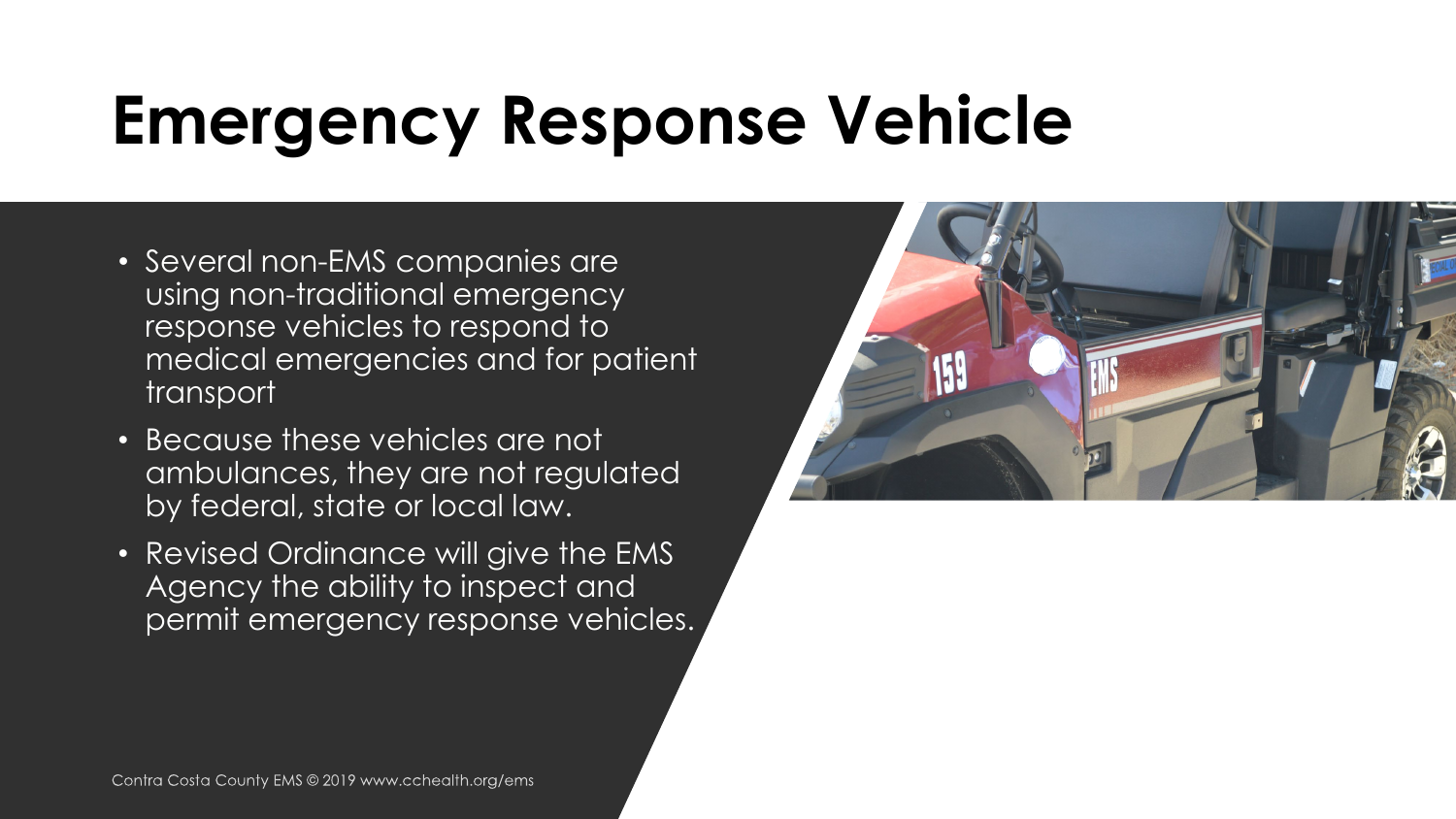# Emergency Response Vehicle

- Several non-EMS companies are using non-traditional emergency response vehicles to respond to medical emergencies and for patient transport
- Because these vehicles are not ambulances, they are not regulated by federal, state or local law.
- Revised Ordinance will give the EMS Agency the ability to inspect and permit emergency response vehicles.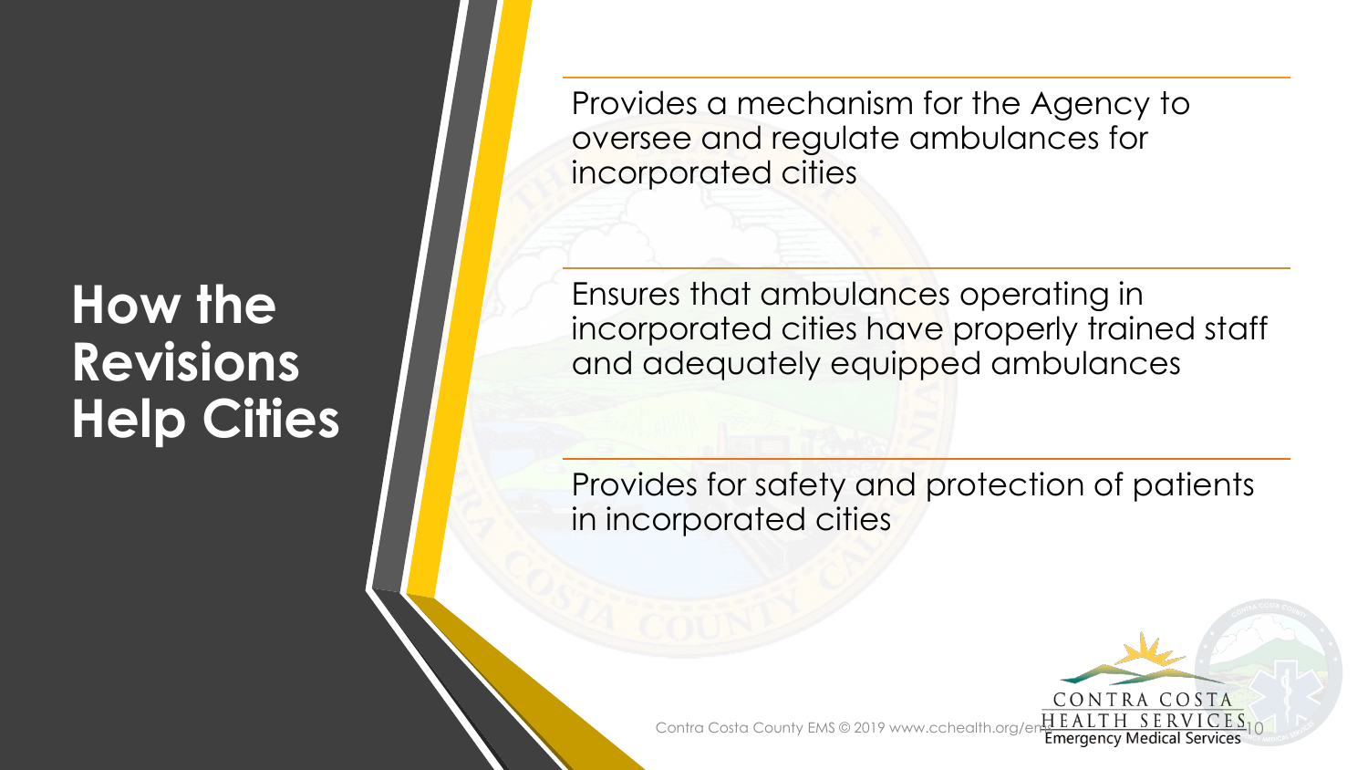# How the Revisions Help Cities

Provides a mechanism for the Agency to oversee and regulate ambulances for incorporated cities

Ensures that ambulances operating in incorporated cities have properly trained staff and adequately equipped ambulances

Provides for safety and protection of patients in incorporated cities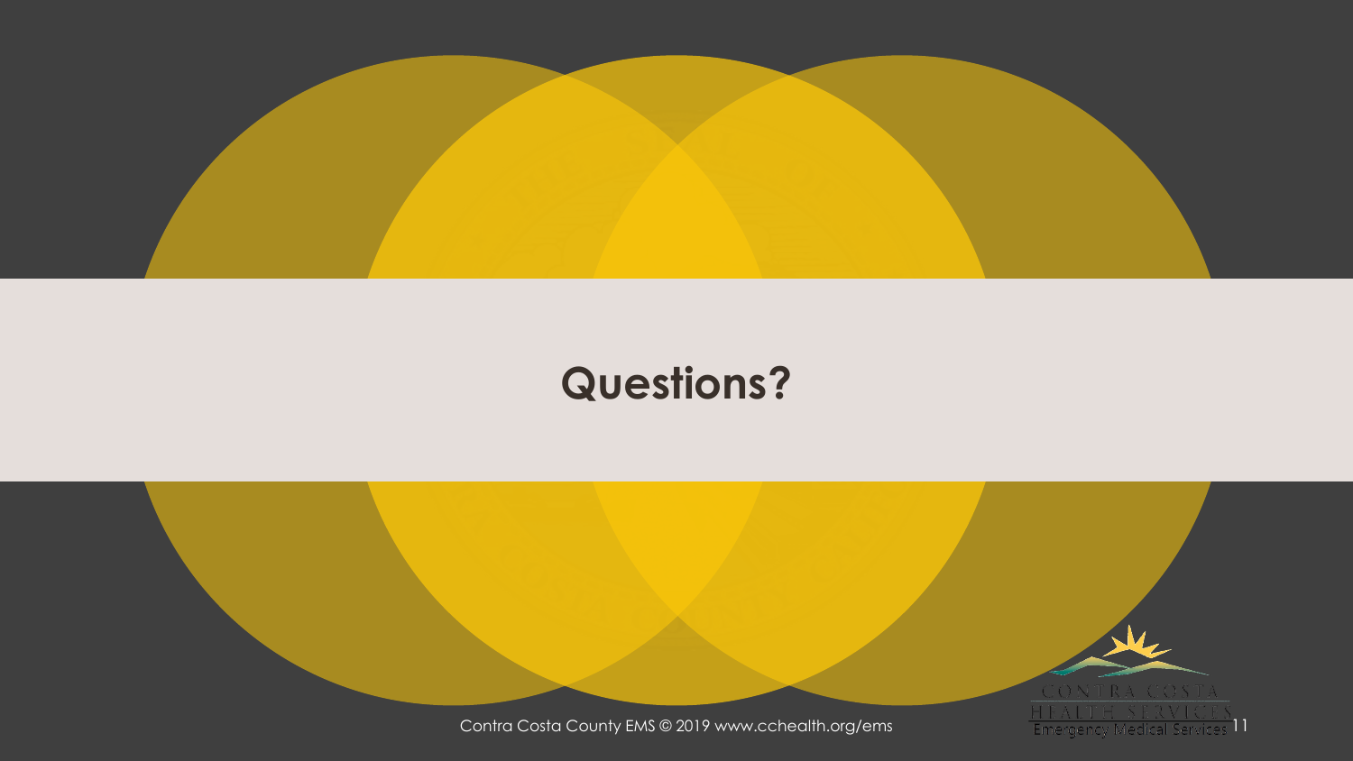# Questions?